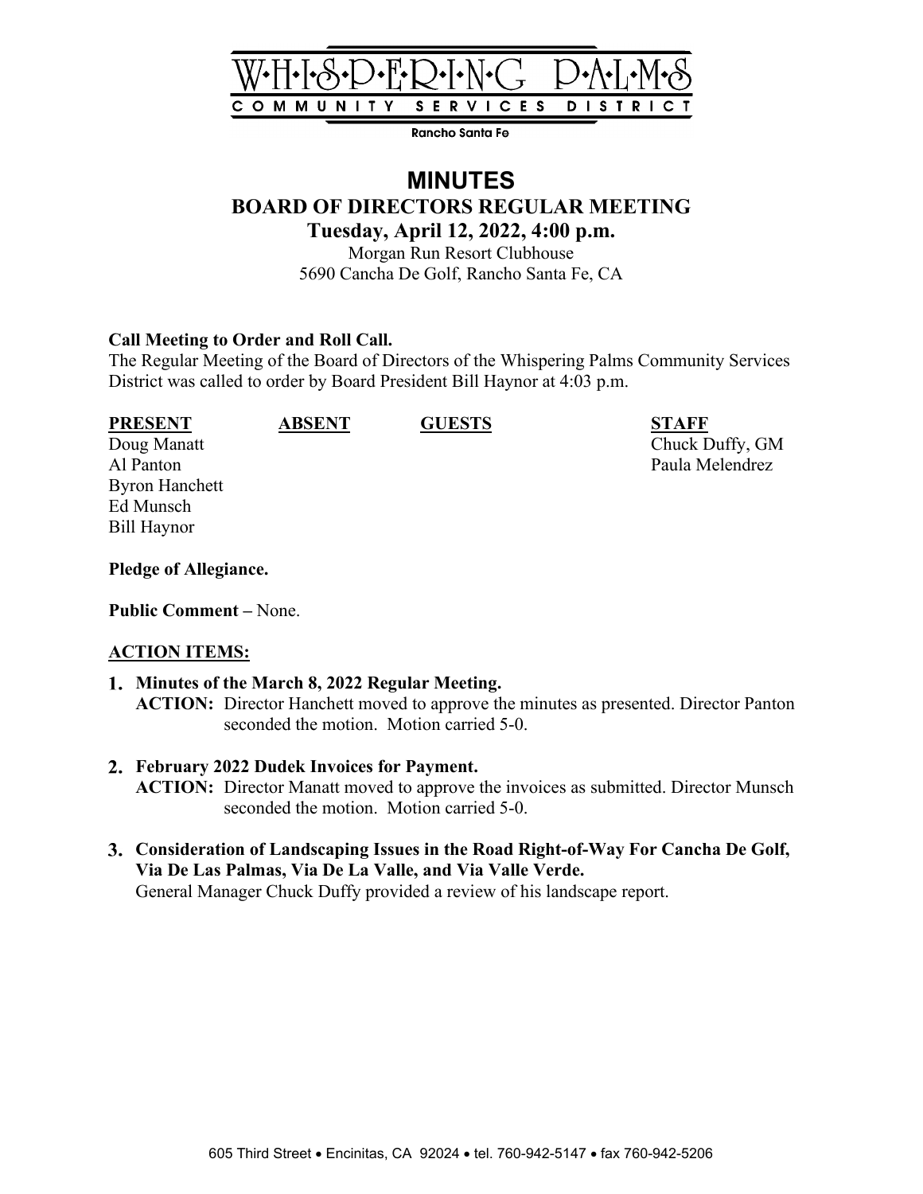# WHISPERING PALMS

COMMUNITY SERVICES DISTRICT

Rancho Santa Fe

# MINUTES

## BOARD OF DIRECTORS REGULAR MEETING

### Tuesday, April 12, 2022, 4:00 p.m.

Morgan Run Resort Clubhouse
5690 Cancha De Golf, Rancho Santa Fe, CA

**Call Meeting to Order and Roll Call.**
The Regular Meeting of the Board of Directors of the Whispering Palms Community Services District was called to order by Board President Bill Haynor at 4:03 p.m.

| PRESENT | ABSENT | GUESTS | STAFF |
|---|---|---|---|
| Doug Manatt | | | Chuck Duffy, GM |
| Al Panton | | | Paula Melendrez |
| Byron Hanchett | | | |
| Ed Munsch | | | |
| Bill Haynor | | | |

**Pledge of Allegiance.**

**Public Comment –** None.

**ACTION ITEMS:**

1. **Minutes of the March 8, 2022 Regular Meeting.**
   **ACTION:** Director Hanchett moved to approve the minutes as presented. Director Panton seconded the motion. Motion carried 5-0.

2. **February 2022 Dudek Invoices for Payment.**
   **ACTION:** Director Manatt moved to approve the invoices as submitted. Director Munsch seconded the motion. Motion carried 5-0.

3. **Consideration of Landscaping Issues in the Road Right-of-Way For Cancha De Golf, Via De Las Palmas, Via De La Valle, and Via Valle Verde.**
   General Manager Chuck Duffy provided a review of his landscape report.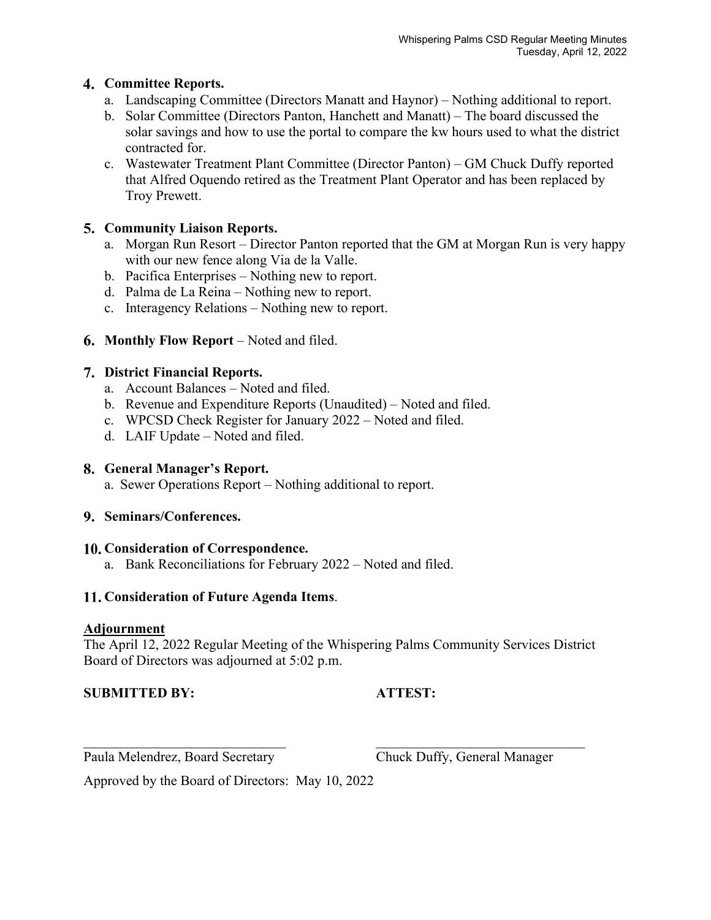4. **Committee Reports.**
   a. Landscaping Committee (Directors Manatt and Haynor) – Nothing additional to report.
   b. Solar Committee (Directors Panton, Hanchett and Manatt) – The board discussed the solar savings and how to use the portal to compare the kw hours used to what the district contracted for.
   c. Wastewater Treatment Plant Committee (Director Panton) – GM Chuck Duffy reported that Alfred Oquendo retired as the Treatment Plant Operator and has been replaced by Troy Prewett.

5. **Community Liaison Reports.**
   a. Morgan Run Resort – Director Panton reported that the GM at Morgan Run is very happy with our new fence along Via de la Valle.
   b. Pacifica Enterprises – Nothing new to report.
   d. Palma de La Reina – Nothing new to report.
   c. Interagency Relations – Nothing new to report.

6. **Monthly Flow Report** – Noted and filed.

7. **District Financial Reports.**
   a. Account Balances – Noted and filed.
   b. Revenue and Expenditure Reports (Unaudited) – Noted and filed.
   c. WPCSD Check Register for January 2022 – Noted and filed.
   d. LAIF Update – Noted and filed.

8. **General Manager's Report.**
   a. Sewer Operations Report – Nothing additional to report.

9. **Seminars/Conferences.**

10. **Consideration of Correspondence.**
    a. Bank Reconciliations for February 2022 – Noted and filed.

11. **Consideration of Future Agenda Items**.

**Adjournment**

The April 12, 2022 Regular Meeting of the Whispering Palms Community Services District Board of Directors was adjourned at 5:02 p.m.

**SUBMITTED BY:** **ATTEST:**

\_\_\_\_\_\_\_\_\_\_\_\_\_\_\_\_\_\_\_\_\_\_\_\_\_\_\_\_\_\_
Paula Melendrez, Board Secretary

\_\_\_\_\_\_\_\_\_\_\_\_\_\_\_\_\_\_\_\_\_\_\_\_\_\_\_\_\_\_
Chuck Duffy, General Manager

Approved by the Board of Directors: May 10, 2022